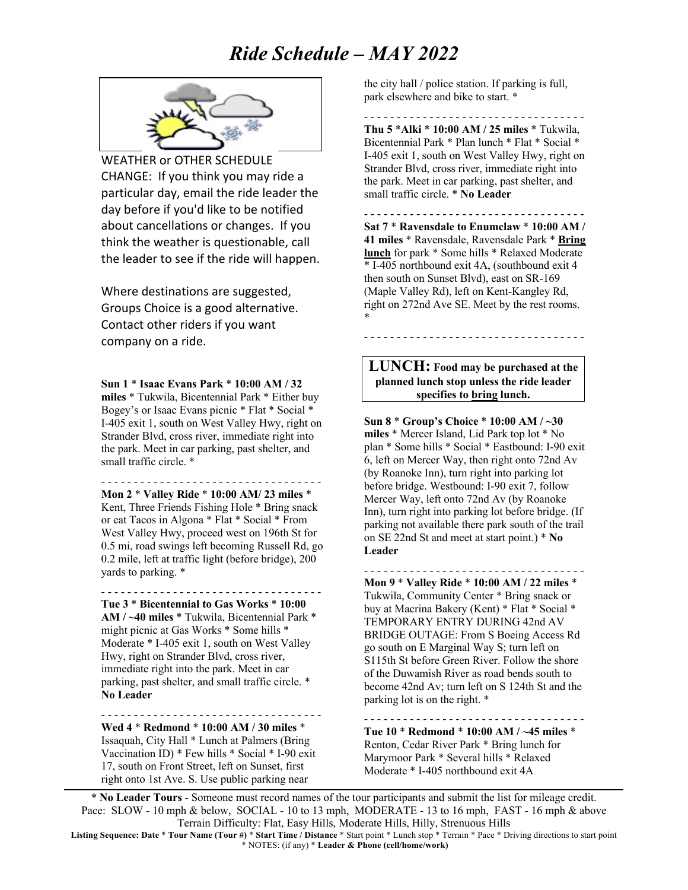# *Ride Schedule – MAY 2022*

WEATHER or OTHER SCHEDULE CHANGE: If you think you may ride a particular day, email the ride leader the day before if you'd like to be notified about cancellations or changes. If you think the weather is questionable, call the leader to see if the ride will happen.

Where destinations are suggested, Groups Choice is a good alternative. Contact other riders if you want company on a ride.

**Sun 1** * **Isaac Evans Park** * **10:00 AM / 32 miles** * Tukwila, Bicentennial Park * Either buy Bogey's or Isaac Evans picnic * Flat * Social * I-405 exit 1, south on West Valley Hwy, right on Strander Blvd, cross river, immediate right into the park. Meet in car parking, past shelter, and small traffic circle. *

- - - - - - - - - - - - - - - - - - - - - - - - - - - - - - - - - -

**Mon 2** * **Valley Ride** * **10:00 AM/ 23 miles** * Kent, Three Friends Fishing Hole * Bring snack or eat Tacos in Algona * Flat * Social * From West Valley Hwy, proceed west on 196th St for 0.5 mi, road swings left becoming Russell Rd, go 0.2 mile, left at traffic light (before bridge), 200 yards to parking. *

- - - - - - - - - - - - - - - - - - - - - - - - - - - - - - - - - -

**Tue 3** * **Bicentennial to Gas Works** * **10:00 AM / ~40 miles** * Tukwila, Bicentennial Park * might picnic at Gas Works * Some hills * Moderate * I-405 exit 1, south on West Valley Hwy, right on Strander Blvd, cross river, immediate right into the park. Meet in car parking, past shelter, and small traffic circle. * **No Leader**

- - - - - - - - - - - - - - - - - - - - - - - - - - - - - - - - - -

**Wed 4** * **Redmond** * **10:00 AM / 30 miles** * Issaquah, City Hall * Lunch at Palmers (Bring Vaccination ID) * Few hills * Social * I-90 exit 17, south on Front Street, left on Sunset, first right onto 1st Ave. S. Use public parking near the city hall / police station. If parking is full, park elsewhere and bike to start. *

- - - - - - - - - - - - - - - - - - - - - - - - - - - - - - - - - -

**Thu 5** ***Alki** * **10:00 AM / 25 miles** * Tukwila, Bicentennial Park * Plan lunch * Flat * Social * I-405 exit 1, south on West Valley Hwy, right on Strander Blvd, cross river, immediate right into the park. Meet in car parking, past shelter, and small traffic circle. * **No Leader**

- - - - - - - - - - - - - - - - - - - - - - - - - - - - - - - - - -

**Sat 7** * **Ravensdale to Enumclaw** * **10:00 AM / 41 miles** * Ravensdale, Ravensdale Park * **<u>Bring lunch</u>** for park * Some hills * Relaxed Moderate * I-405 northbound exit 4A, (southbound exit 4 then south on Sunset Blvd), east on SR-169 (Maple Valley Rd), left on Kent-Kangley Rd, right on 272nd Ave SE. Meet by the rest rooms. *

- - - - - - - - - - - - - - - - - - - - - - - - - - - - - - - - - -

**LUNCH: Food may be purchased at the planned lunch stop unless the ride leader specifies to <u>bring</u> lunch.**

**Sun 8** * **Group's Choice** * **10:00 AM / ~30 miles** * Mercer Island, Lid Park top lot * No plan * Some hills * Social * Eastbound: I-90 exit 6, left on Mercer Way, then right onto 72nd Av (by Roanoke Inn), turn right into parking lot before bridge. Westbound: I-90 exit 7, follow Mercer Way, left onto 72nd Av (by Roanoke Inn), turn right into parking lot before bridge. (If parking not available there park south of the trail on SE 22nd St and meet at start point.) * **No Leader**

- - - - - - - - - - - - - - - - - - - - - - - - - - - - - - - - - -

**Mon 9** * **Valley Ride** * **10:00 AM / 22 miles** * Tukwila, Community Center * Bring snack or buy at Macrina Bakery (Kent) * Flat * Social * TEMPORARY ENTRY DURING 42nd AV BRIDGE OUTAGE: From S Boeing Access Rd go south on E Marginal Way S; turn left on S115th St before Green River. Follow the shore of the Duwamish River as road bends south to become 42nd Av; turn left on S 124th St and the parking lot is on the right. *

- - - - - - - - - - - - - - - - - - - - - - - - - - - - - - - - - -

**Tue 10** * **Redmond** * **10:00 AM / ~45 miles** * Renton, Cedar River Park * Bring lunch for Marymoor Park * Several hills * Relaxed Moderate * I-405 northbound exit 4A

---

**\* No Leader Tours** - Someone must record names of the tour participants and submit the list for mileage credit.
Pace: SLOW - 10 mph & below, SOCIAL - 10 to 13 mph, MODERATE - 13 to 16 mph, FAST - 16 mph & above
Terrain Difficulty: Flat, Easy Hills, Moderate Hills, Hilly, Strenuous Hills
**Listing Sequence: Date** * **Tour Name (Tour #)** * **Start Time / Distance** * Start point * Lunch stop * Terrain * Pace * Driving directions to start point * NOTES: (if any) * **Leader & Phone (cell/home/work)**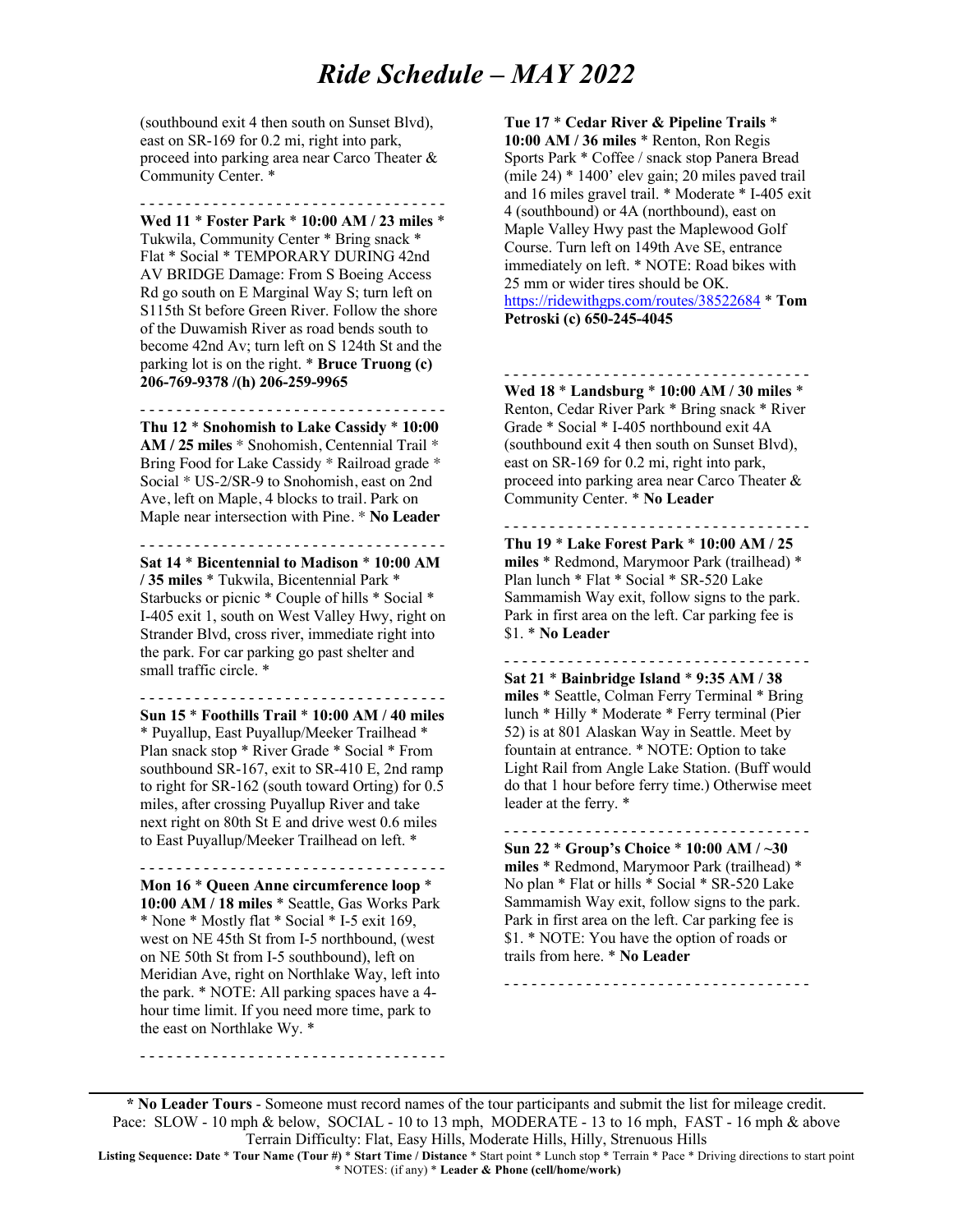# Ride Schedule – MAY 2022

(southbound exit 4 then south on Sunset Blvd), east on SR-169 for 0.2 mi, right into park, proceed into parking area near Carco Theater & Community Center. *

- - - - - - - - - - - - - - - - - - - - - - - - - - - - - - - - -

**Wed 11** * **Foster Park** * **10:00 AM / 23 miles** * Tukwila, Community Center * Bring snack * Flat * Social * TEMPORARY DURING 42nd AV BRIDGE Damage: From S Boeing Access Rd go south on E Marginal Way S; turn left on S115th St before Green River. Follow the shore of the Duwamish River as road bends south to become 42nd Av; turn left on S 124th St and the parking lot is on the right. * **Bruce Truong (c) 206-769-9378 /(h) 206-259-9965**

- - - - - - - - - - - - - - - - - - - - - - - - - - - - - - - - -

**Thu 12** * **Snohomish to Lake Cassidy** * **10:00 AM / 25 miles** * Snohomish, Centennial Trail * Bring Food for Lake Cassidy * Railroad grade * Social * US-2/SR-9 to Snohomish, east on 2nd Ave, left on Maple, 4 blocks to trail. Park on Maple near intersection with Pine. * **No Leader**

- - - - - - - - - - - - - - - - - - - - - - - - - - - - - - - - -

**Sat 14** * **Bicentennial to Madison** * **10:00 AM / 35 miles** * Tukwila, Bicentennial Park * Starbucks or picnic * Couple of hills * Social * I-405 exit 1, south on West Valley Hwy, right on Strander Blvd, cross river, immediate right into the park. For car parking go past shelter and small traffic circle. *

- - - - - - - - - - - - - - - - - - - - - - - - - - - - - - - - -

**Sun 15** * **Foothills Trail** * **10:00 AM / 40 miles** * Puyallup, East Puyallup/Meeker Trailhead * Plan snack stop * River Grade * Social * From southbound SR-167, exit to SR-410 E, 2nd ramp to right for SR-162 (south toward Orting) for 0.5 miles, after crossing Puyallup River and take next right on 80th St E and drive west 0.6 miles to East Puyallup/Meeker Trailhead on left. *

- - - - - - - - - - - - - - - - - - - - - - - - - - - - - - - - -

**Mon 16** * **Queen Anne circumference loop** * **10:00 AM / 18 miles** * Seattle, Gas Works Park * None * Mostly flat * Social * I-5 exit 169, west on NE 45th St from I-5 northbound, (west on NE 50th St from I-5 southbound), left on Meridian Ave, right on Northlake Way, left into the park. * NOTE: All parking spaces have a 4-hour time limit. If you need more time, park to the east on Northlake Wy. *

- - - - - - - - - - - - - - - - - - - - - - - - - - - - - - - - -

**Tue 17** * **Cedar River & Pipeline Trails** * **10:00 AM / 36 miles** * Renton, Ron Regis Sports Park * Coffee / snack stop Panera Bread (mile 24) * 1400' elev gain; 20 miles paved trail and 16 miles gravel trail. * Moderate * I-405 exit 4 (southbound) or 4A (northbound), east on Maple Valley Hwy past the Maplewood Golf Course. Turn left on 149th Ave SE, entrance immediately on left. * NOTE: Road bikes with 25 mm or wider tires should be OK. https://ridewithgps.com/routes/38522684 * **Tom Petroski (c) 650-245-4045**

- - - - - - - - - - - - - - - - - - - - - - - - - - - - - - - - -

**Wed 18** * **Landsburg** * **10:00 AM / 30 miles** * Renton, Cedar River Park * Bring snack * River Grade * Social * I-405 northbound exit 4A (southbound exit 4 then south on Sunset Blvd), east on SR-169 for 0.2 mi, right into park, proceed into parking area near Carco Theater & Community Center. * **No Leader**

- - - - - - - - - - - - - - - - - - - - - - - - - - - - - - - - -

**Thu 19** * **Lake Forest Park** * **10:00 AM / 25 miles** * Redmond, Marymoor Park (trailhead) * Plan lunch * Flat * Social * SR-520 Lake Sammamish Way exit, follow signs to the park. Park in first area on the left. Car parking fee is $1. * **No Leader**

- - - - - - - - - - - - - - - - - - - - - - - - - - - - - - - - -

**Sat 21** * **Bainbridge Island** * **9:35 AM / 38 miles** * Seattle, Colman Ferry Terminal * Bring lunch * Hilly * Moderate * Ferry terminal (Pier 52) is at 801 Alaskan Way in Seattle. Meet by fountain at entrance. * NOTE: Option to take Light Rail from Angle Lake Station. (Buff would do that 1 hour before ferry time.) Otherwise meet leader at the ferry. *

- - - - - - - - - - - - - - - - - - - - - - - - - - - - - - - - -

**Sun 22** * **Group's Choice** * **10:00 AM / ~30 miles** * Redmond, Marymoor Park (trailhead) * No plan * Flat or hills * Social * SR-520 Lake Sammamish Way exit, follow signs to the park. Park in first area on the left. Car parking fee is $1. * NOTE: You have the option of roads or trails from here. * **No Leader**

- - - - - - - - - - - - - - - - - - - - - - - - - - - - - - - - -

**\* No Leader Tours** - Someone must record names of the tour participants and submit the list for mileage credit.
Pace: SLOW - 10 mph & below, SOCIAL - 10 to 13 mph, MODERATE - 13 to 16 mph, FAST - 16 mph & above
Terrain Difficulty: Flat, Easy Hills, Moderate Hills, Hilly, Strenuous Hills
**Listing Sequence: Date** * **Tour Name (Tour #)** * **Start Time / Distance** * Start point * Lunch stop * Terrain * Pace * Driving directions to start point * NOTES: (if any) * **Leader & Phone (cell/home/work)**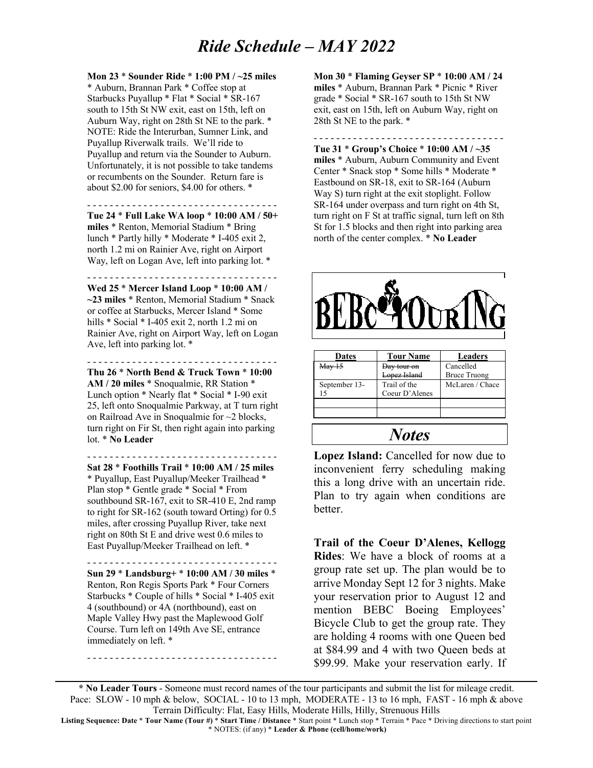# Ride Schedule – MAY 2022

**Mon 23** * **Sounder Ride** * **1:00 PM / ~25 miles** * Auburn, Brannan Park * Coffee stop at Starbucks Puyallup * Flat * Social * SR-167 south to 15th St NW exit, east on 15th, left on Auburn Way, right on 28th St NE to the park. * NOTE: Ride the Interurban, Sumner Link, and Puyallup Riverwalk trails. We'll ride to Puyallup and return via the Sounder to Auburn. Unfortunately, it is not possible to take tandems or recumbents on the Sounder. Return fare is about $2.00 for seniors, $4.00 for others. *

- - - - - - - - - - - - - - - - - - - - - - - - - - - - - - - - -

**Tue 24** * **Full Lake WA loop** * **10:00 AM / 50+ miles** * Renton, Memorial Stadium * Bring lunch * Partly hilly * Moderate * I-405 exit 2, north 1.2 mi on Rainier Ave, right on Airport Way, left on Logan Ave, left into parking lot. *

- - - - - - - - - - - - - - - - - - - - - - - - - - - - - - - - -

**Wed 25** * **Mercer Island Loop** * **10:00 AM / ~23 miles** * Renton, Memorial Stadium * Snack or coffee at Starbucks, Mercer Island * Some hills * Social * I-405 exit 2, north 1.2 mi on Rainier Ave, right on Airport Way, left on Logan Ave, left into parking lot. *

- - - - - - - - - - - - - - - - - - - - - - - - - - - - - - - - -

**Thu 26** * **North Bend & Truck Town** * **10:00 AM / 20 miles** * Snoqualmie, RR Station * Lunch option * Nearly flat * Social * I-90 exit 25, left onto Snoqualmie Parkway, at T turn right on Railroad Ave in Snoqualmie for ~2 blocks, turn right on Fir St, then right again into parking lot. * **No Leader**

- - - - - - - - - - - - - - - - - - - - - - - - - - - - - - - - -

**Sat 28** * **Foothills Trail** * **10:00 AM / 25 miles** * Puyallup, East Puyallup/Meeker Trailhead * Plan stop * Gentle grade * Social * From southbound SR-167, exit to SR-410 E, 2nd ramp to right for SR-162 (south toward Orting) for 0.5 miles, after crossing Puyallup River, take next right on 80th St E and drive west 0.6 miles to East Puyallup/Meeker Trailhead on left. *

- - - - - - - - - - - - - - - - - - - - - - - - - - - - - - - - -

**Sun 29** * **Landsburg+** * **10:00 AM / 30 miles** * Renton, Ron Regis Sports Park * Four Corners Starbucks * Couple of hills * Social * I-405 exit 4 (southbound) or 4A (northbound), east on Maple Valley Hwy past the Maplewood Golf Course. Turn left on 149th Ave SE, entrance immediately on left. *

- - - - - - - - - - - - - - - - - - - - - - - - - - - - - - - - -

**Mon 30** * **Flaming Geyser SP** * **10:00 AM / 24 miles** * Auburn, Brannan Park * Picnic * River grade * Social * SR-167 south to 15th St NW exit, east on 15th, left on Auburn Way, right on 28th St NE to the park. *

- - - - - - - - - - - - - - - - - - - - - - - - - - - - - - - - -

**Tue 31** * **Group's Choice** * **10:00 AM / ~35 miles** * Auburn, Auburn Community and Event Center * Snack stop * Some hills * Moderate * Eastbound on SR-18, exit to SR-164 (Auburn Way S) turn right at the exit stoplight. Follow SR-164 under overpass and turn right on 4th St, turn right on F St at traffic signal, turn left on 8th St for 1.5 blocks and then right into parking area north of the center complex. * **No Leader**

BEBC TOURING

| Dates | Tour Name | Leaders |
|---|---|---|
| ~~May 15~~ | ~~Day tour on Lopez Island~~ | Cancelled Bruce Truong |
| September 13-15 | Trail of the Coeur D'Alenes | McLaren / Chace |
| | | |
| | | |

## *Notes*

**Lopez Island:** Cancelled for now due to inconvenient ferry scheduling making this a long drive with an uncertain ride. Plan to try again when conditions are better.

**Trail of the Coeur D'Alenes, Kellogg Rides**: We have a block of rooms at a group rate set up. The plan would be to arrive Monday Sept 12 for 3 nights. Make your reservation prior to August 12 and mention BEBC Boeing Employees' Bicycle Club to get the group rate. They are holding 4 rooms with one Queen bed at $84.99 and 4 with two Queen beds at $99.99. Make your reservation early. If

---

**\* No Leader Tours** - Someone must record names of the tour participants and submit the list for mileage credit.
Pace: SLOW - 10 mph & below, SOCIAL - 10 to 13 mph, MODERATE - 13 to 16 mph, FAST - 16 mph & above
Terrain Difficulty: Flat, Easy Hills, Moderate Hills, Hilly, Strenuous Hills
**Listing Sequence: Date** * **Tour Name (Tour #)** * **Start Time / Distance** * Start point * Lunch stop * Terrain * Pace * Driving directions to start point * NOTES: (if any) * **Leader & Phone (cell/home/work)**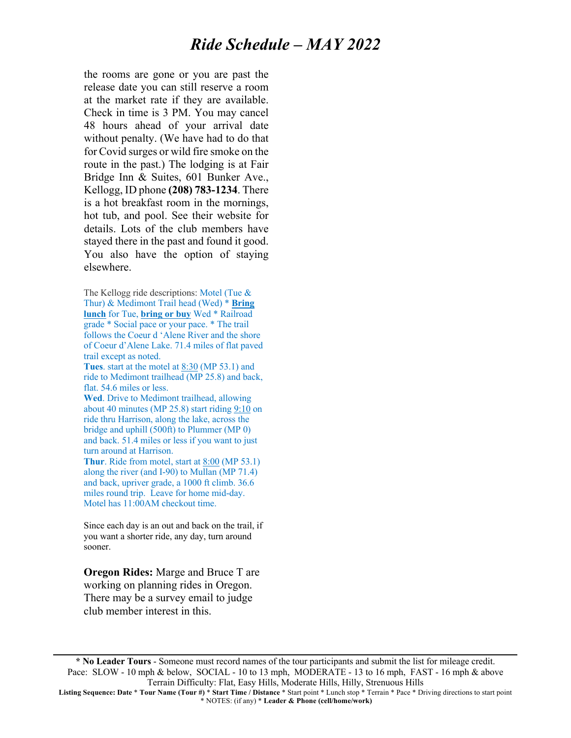the rooms are gone or you are past the release date you can still reserve a room at the market rate if they are available. Check in time is 3 PM. You may cancel 48 hours ahead of your arrival date without penalty. (We have had to do that for Covid surges or wild fire smoke on the route in the past.) The lodging is at Fair Bridge Inn & Suites, 601 Bunker Ave., Kellogg, ID phone **(208) 783-1234**. There is a hot breakfast room in the mornings, hot tub, and pool. See their website for details. Lots of the club members have stayed there in the past and found it good. You also have the option of staying elsewhere.

The Kellogg ride descriptions: Motel (Tue & Thur) & Medimont Trail head (Wed) * **Bring lunch** for Tue, **bring or buy** Wed * Railroad grade * Social pace or your pace. * The trail follows the Coeur d 'Alene River and the shore of Coeur d'Alene Lake. 71.4 miles of flat paved trail except as noted.

**Tues**. start at the motel at 8:30 (MP 53.1) and ride to Medimont trailhead (MP 25.8) and back, flat. 54.6 miles or less.

**Wed**. Drive to Medimont trailhead, allowing about 40 minutes (MP 25.8) start riding 9:10 on ride thru Harrison, along the lake, across the bridge and uphill (500ft) to Plummer (MP 0) and back. 51.4 miles or less if you want to just turn around at Harrison.

**Thur**. Ride from motel, start at 8:00 (MP 53.1) along the river (and I-90) to Mullan (MP 71.4) and back, upriver grade, a 1000 ft climb. 36.6 miles round trip. Leave for home mid-day. Motel has 11:00AM checkout time.

Since each day is an out and back on the trail, if you want a shorter ride, any day, turn around sooner.

**Oregon Rides:** Marge and Bruce T are working on planning rides in Oregon. There may be a survey email to judge club member interest in this.

---

**\* No Leader Tours** - Someone must record names of the tour participants and submit the list for mileage credit.
Pace: SLOW - 10 mph & below, SOCIAL - 10 to 13 mph, MODERATE - 13 to 16 mph, FAST - 16 mph & above
Terrain Difficulty: Flat, Easy Hills, Moderate Hills, Hilly, Strenuous Hills
**Listing Sequence: Date** * **Tour Name (Tour #)** * **Start Time / Distance** * Start point * Lunch stop * Terrain * Pace * Driving directions to start point * NOTES: (if any) * **Leader & Phone (cell/home/work)**